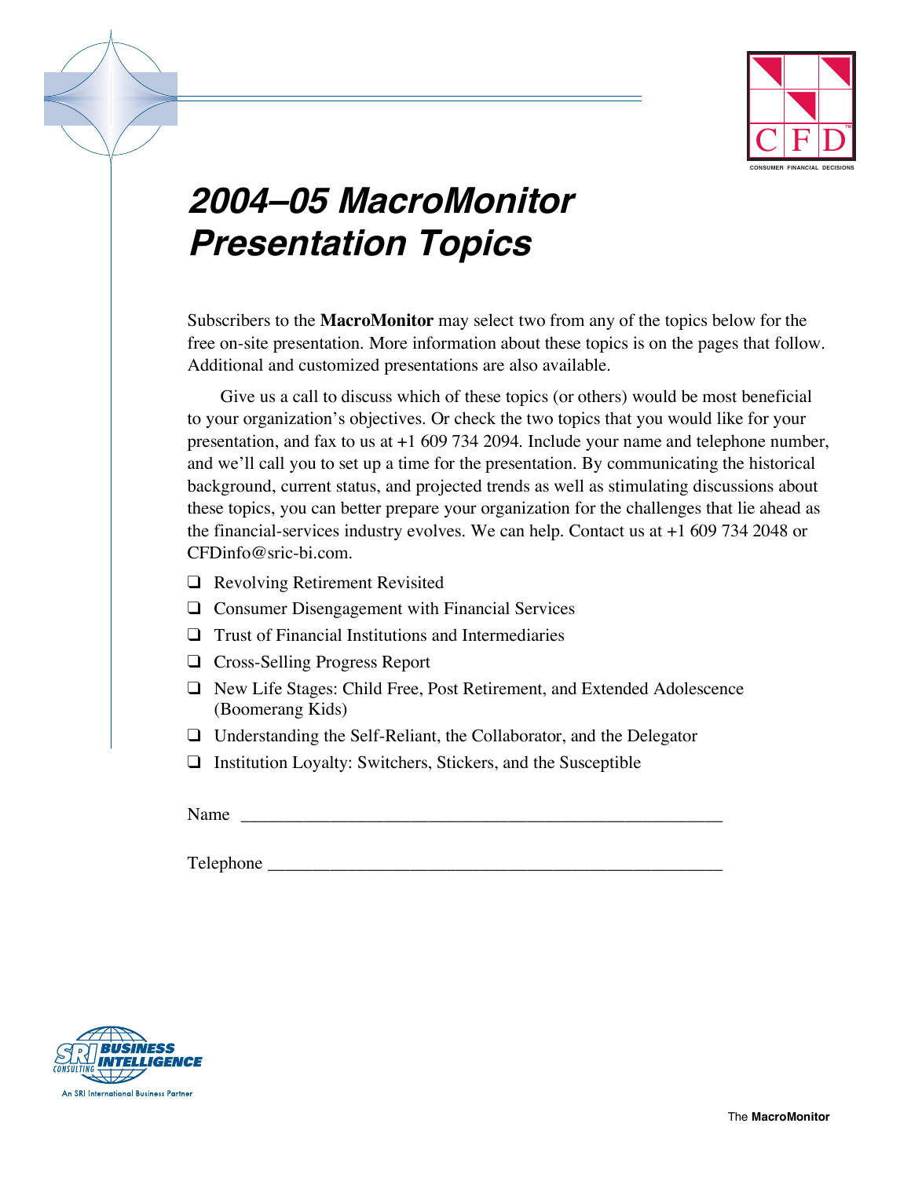# *2004–05 MacroMonitor Presentation Topics*

Subscribers to the **MacroMonitor** may select two from any of the topics below for the free on-site presentation. More information about these topics is on the pages that follow. Additional and customized presentations are also available.

Give us a call to discuss which of these topics (or others) would be most beneficial to your organization's objectives. Or check the two topics that you would like for your presentation, and fax to us at +1 609 734 2094. Include your name and telephone number, and we'll call you to set up a time for the presentation. By communicating the historical background, current status, and projected trends as well as stimulating discussions about these topics, you can better prepare your organization for the challenges that lie ahead as the financial-services industry evolves. We can help. Contact us at +1 609 734 2048 or CFDinfo@sric-bi.com.

- ❑ Revolving Retirement Revisited
- ❑ Consumer Disengagement with Financial Services
- ❑ Trust of Financial Institutions and Intermediaries
- ❑ Cross-Selling Progress Report
- ❑ New Life Stages: Child Free, Post Retirement, and Extended Adolescence (Boomerang Kids)
- ❑ Understanding the Self-Reliant, the Collaborator, and the Delegator
- ❑ Institution Loyalty: Switchers, Stickers, and the Susceptible

Name ______________________________________________________

Telephone ___________________________________________________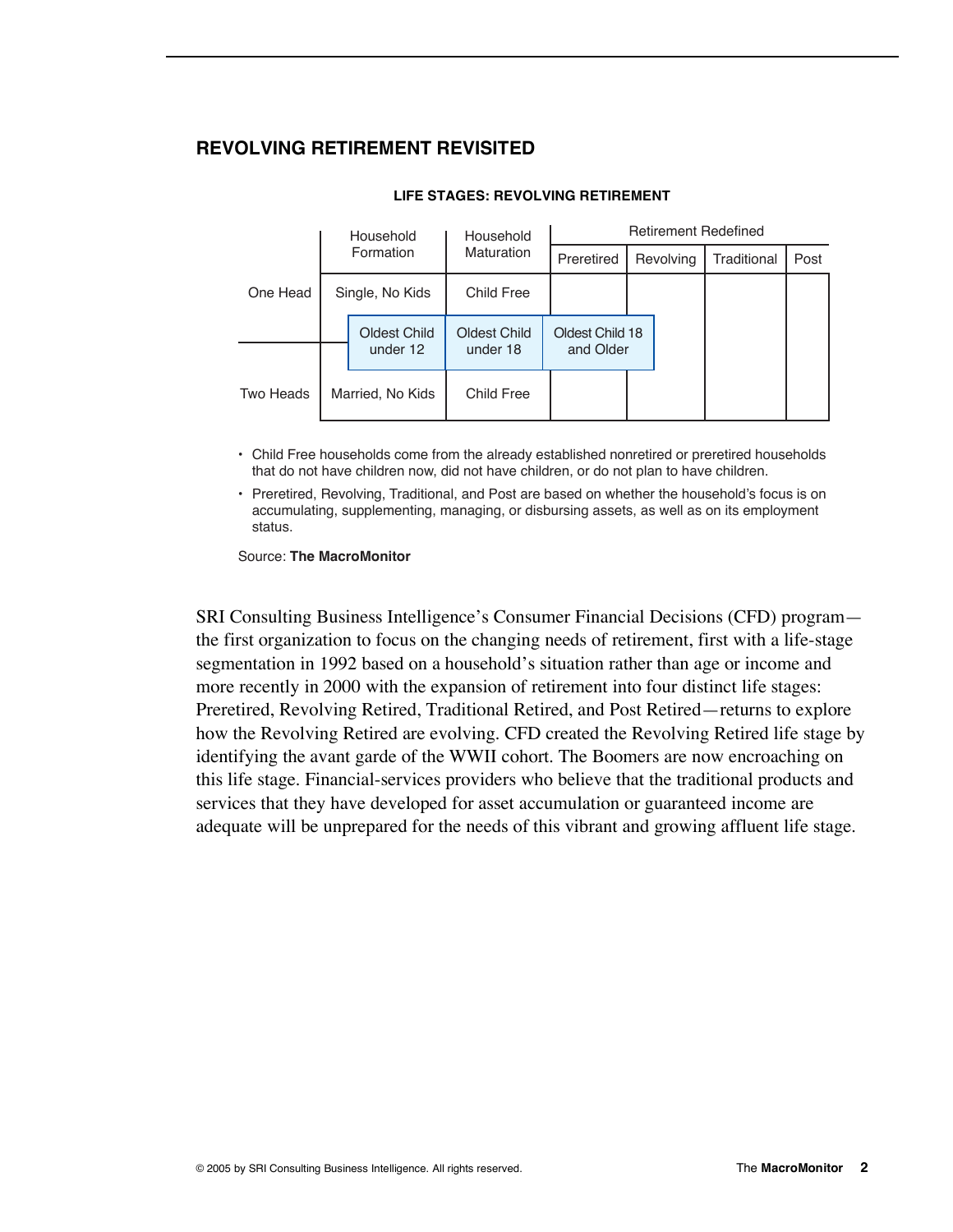## REVOLVING RETIREMENT REVISITED

**LIFE STAGES: REVOLVING RETIREMENT**

| | Household Formation | Household Maturation | Retirement Redefined | | | |
|---|---|---|---|---|---|---|
| | | | Preretired | Revolving | Traditional | Post |
| One Head | Single, No Kids | Child Free | | | | |
| | Oldest Child under 12 | Oldest Child under 18 | Oldest Child 18 and Older | | | |
| Two Heads | Married, No Kids | Child Free | | | | |

- Child Free households come from the already established nonretired or preretired households that do not have children now, did not have children, or do not plan to have children.
- Preretired, Revolving, Traditional, and Post are based on whether the household's focus is on accumulating, supplementing, managing, or disbursing assets, as well as on its employment status.

Source: **The MacroMonitor**

SRI Consulting Business Intelligence's Consumer Financial Decisions (CFD) program—the first organization to focus on the changing needs of retirement, first with a life-stage segmentation in 1992 based on a household's situation rather than age or income and more recently in 2000 with the expansion of retirement into four distinct life stages: Preretired, Revolving Retired, Traditional Retired, and Post Retired—returns to explore how the Revolving Retired are evolving. CFD created the Revolving Retired life stage by identifying the avant garde of the WWII cohort. The Boomers are now encroaching on this life stage. Financial-services providers who believe that the traditional products and services that they have developed for asset accumulation or guaranteed income are adequate will be unprepared for the needs of this vibrant and growing affluent life stage.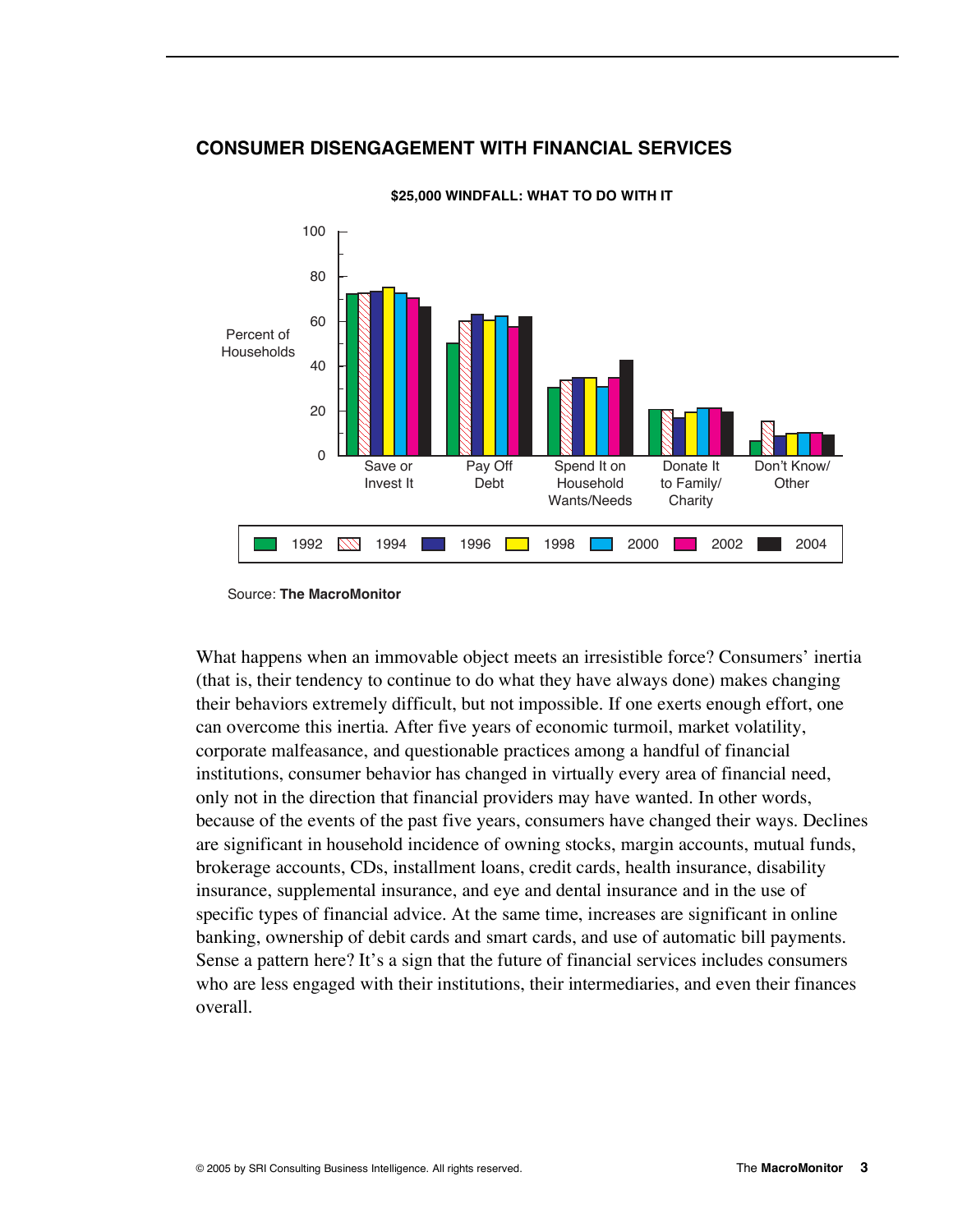## CONSUMER DISENGAGEMENT WITH FINANCIAL SERVICES

**$25,000 WINDFALL: WHAT TO DO WITH IT**

Source: **The MacroMonitor**

What happens when an immovable object meets an irresistible force? Consumers' inertia (that is, their tendency to continue to do what they have always done) makes changing their behaviors extremely difficult, but not impossible. If one exerts enough effort, one can overcome this inertia. After five years of economic turmoil, market volatility, corporate malfeasance, and questionable practices among a handful of financial institutions, consumer behavior has changed in virtually every area of financial need, only not in the direction that financial providers may have wanted. In other words, because of the events of the past five years, consumers have changed their ways. Declines are significant in household incidence of owning stocks, margin accounts, mutual funds, brokerage accounts, CDs, installment loans, credit cards, health insurance, disability insurance, supplemental insurance, and eye and dental insurance and in the use of specific types of financial advice. At the same time, increases are significant in online banking, ownership of debit cards and smart cards, and use of automatic bill payments. Sense a pattern here? It's a sign that the future of financial services includes consumers who are less engaged with their institutions, their intermediaries, and even their finances overall.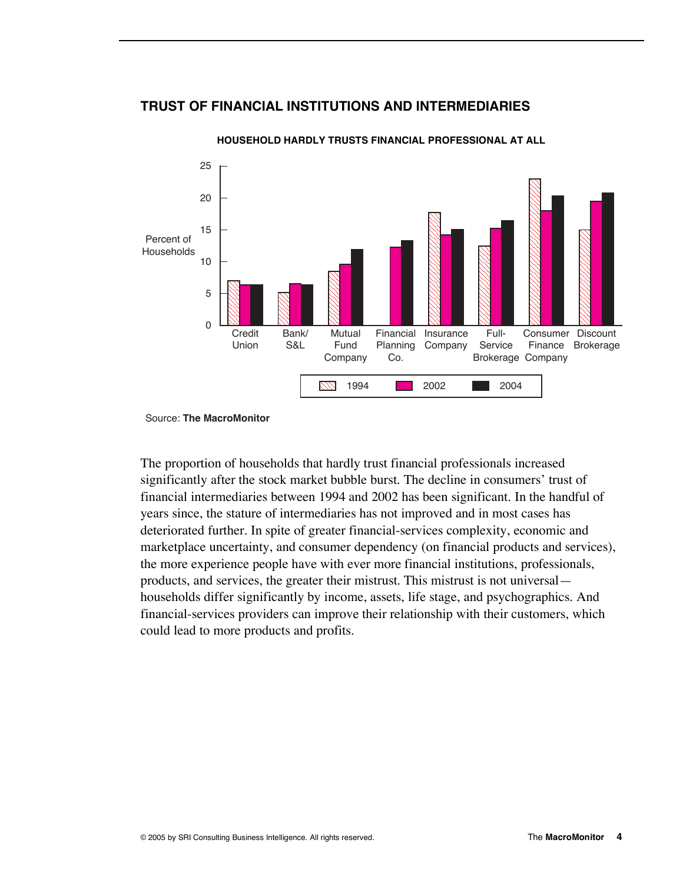## TRUST OF FINANCIAL INSTITUTIONS AND INTERMEDIARIES

**HOUSEHOLD HARDLY TRUSTS FINANCIAL PROFESSIONAL AT ALL**

Source: **The MacroMonitor**

The proportion of households that hardly trust financial professionals increased significantly after the stock market bubble burst. The decline in consumers' trust of financial intermediaries between 1994 and 2002 has been significant. In the handful of years since, the stature of intermediaries has not improved and in most cases has deteriorated further. In spite of greater financial-services complexity, economic and marketplace uncertainty, and consumer dependency (on financial products and services), the more experience people have with ever more financial institutions, professionals, products, and services, the greater their mistrust. This mistrust is not universal—households differ significantly by income, assets, life stage, and psychographics. And financial-services providers can improve their relationship with their customers, which could lead to more products and profits.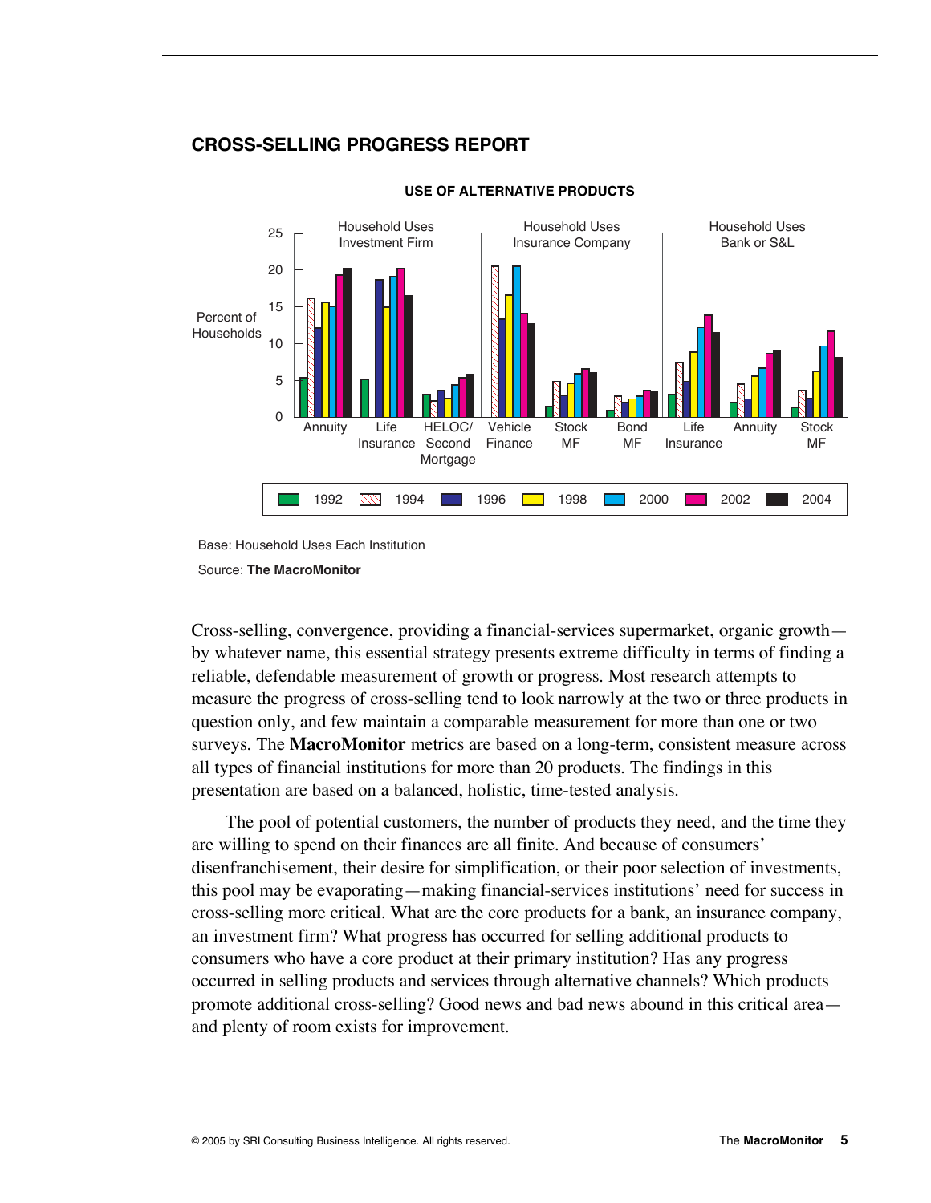## CROSS-SELLING PROGRESS REPORT

**USE OF ALTERNATIVE PRODUCTS**

Household Uses Investment Firm | Household Uses Insurance Company | Household Uses Bank or S&L

Percent of Households

Annuity, Life Insurance, HELOC/ Second Mortgage, Vehicle Finance, Stock MF, Bond MF, Life Insurance, Annuity, Stock MF

1992, 1994, 1996, 1998, 2000, 2002, 2004

Base: Household Uses Each Institution

Source: **The MacroMonitor**

Cross-selling, convergence, providing a financial-services supermarket, organic growth—by whatever name, this essential strategy presents extreme difficulty in terms of finding a reliable, defendable measurement of growth or progress. Most research attempts to measure the progress of cross-selling tend to look narrowly at the two or three products in question only, and few maintain a comparable measurement for more than one or two surveys. The **MacroMonitor** metrics are based on a long-term, consistent measure across all types of financial institutions for more than 20 products. The findings in this presentation are based on a balanced, holistic, time-tested analysis.

The pool of potential customers, the number of products they need, and the time they are willing to spend on their finances are all finite. And because of consumers' disenfranchisement, their desire for simplification, or their poor selection of investments, this pool may be evaporating—making financial-services institutions' need for success in cross-selling more critical. What are the core products for a bank, an insurance company, an investment firm? What progress has occurred for selling additional products to consumers who have a core product at their primary institution? Has any progress occurred in selling products and services through alternative channels? Which products promote additional cross-selling? Good news and bad news abound in this critical area—and plenty of room exists for improvement.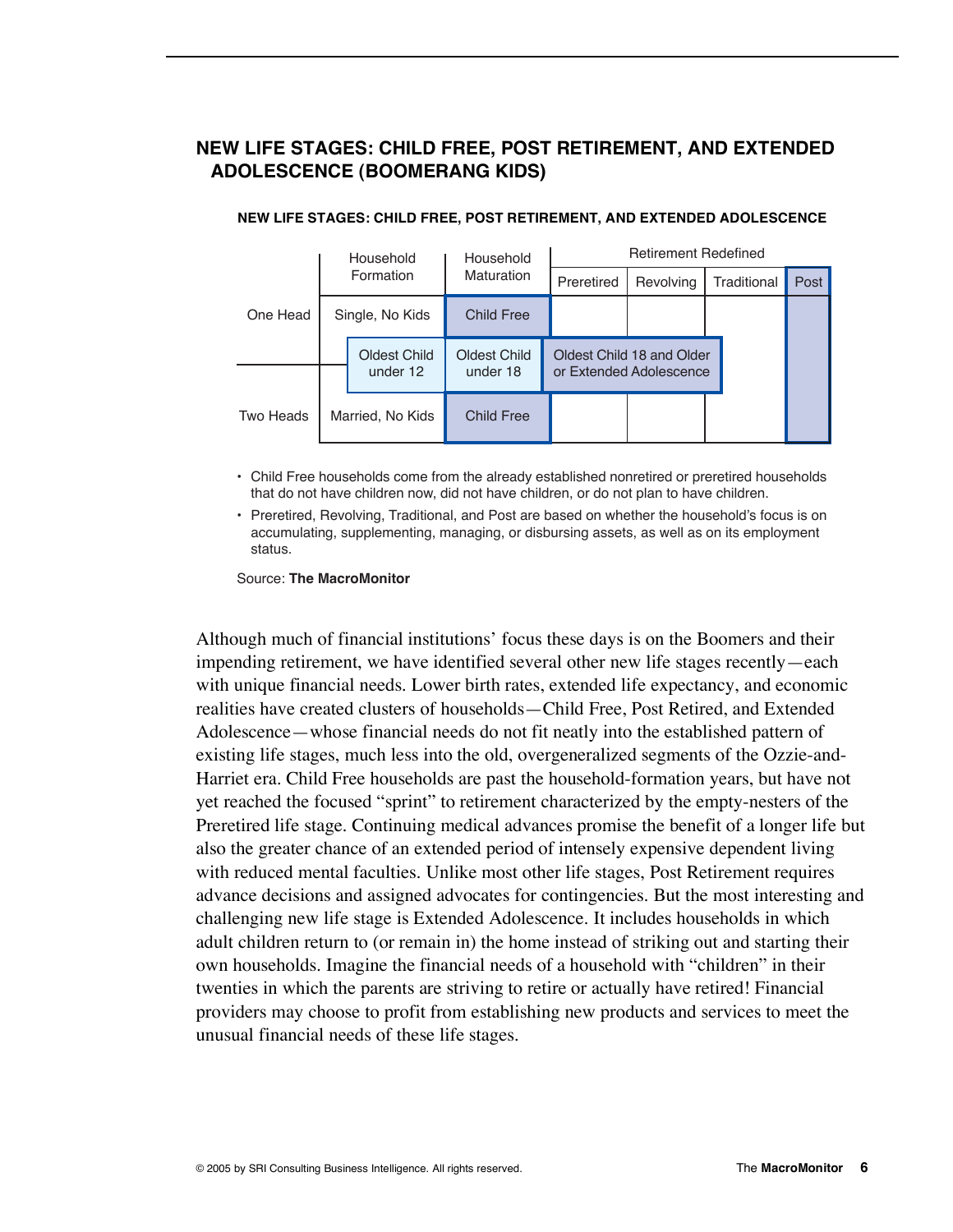## NEW LIFE STAGES: CHILD FREE, POST RETIREMENT, AND EXTENDED ADOLESCENCE (BOOMERANG KIDS)

**NEW LIFE STAGES: CHILD FREE, POST RETIREMENT, AND EXTENDED ADOLESCENCE**

| | Household Formation | Household Maturation | Retirement Redefined | | | |
|---|---|---|---|---|---|---|
| | | | Preretired | Revolving | Traditional | Post |
| One Head | Single, No Kids | Child Free | | | | |
| | Oldest Child under 12 | Oldest Child under 18 | Oldest Child 18 and Older or Extended Adolescence | | | |
| Two Heads | Married, No Kids | Child Free | | | | |

- Child Free households come from the already established nonretired or preretired households that do not have children now, did not have children, or do not plan to have children.
- Preretired, Revolving, Traditional, and Post are based on whether the household's focus is on accumulating, supplementing, managing, or disbursing assets, as well as on its employment status.

Source: **The MacroMonitor**

Although much of financial institutions' focus these days is on the Boomers and their impending retirement, we have identified several other new life stages recently—each with unique financial needs. Lower birth rates, extended life expectancy, and economic realities have created clusters of households—Child Free, Post Retired, and Extended Adolescence—whose financial needs do not fit neatly into the established pattern of existing life stages, much less into the old, overgeneralized segments of the Ozzie-and-Harriet era. Child Free households are past the household-formation years, but have not yet reached the focused "sprint" to retirement characterized by the empty-nesters of the Preretired life stage. Continuing medical advances promise the benefit of a longer life but also the greater chance of an extended period of intensely expensive dependent living with reduced mental faculties. Unlike most other life stages, Post Retirement requires advance decisions and assigned advocates for contingencies. But the most interesting and challenging new life stage is Extended Adolescence. It includes households in which adult children return to (or remain in) the home instead of striking out and starting their own households. Imagine the financial needs of a household with "children" in their twenties in which the parents are striving to retire or actually have retired! Financial providers may choose to profit from establishing new products and services to meet the unusual financial needs of these life stages.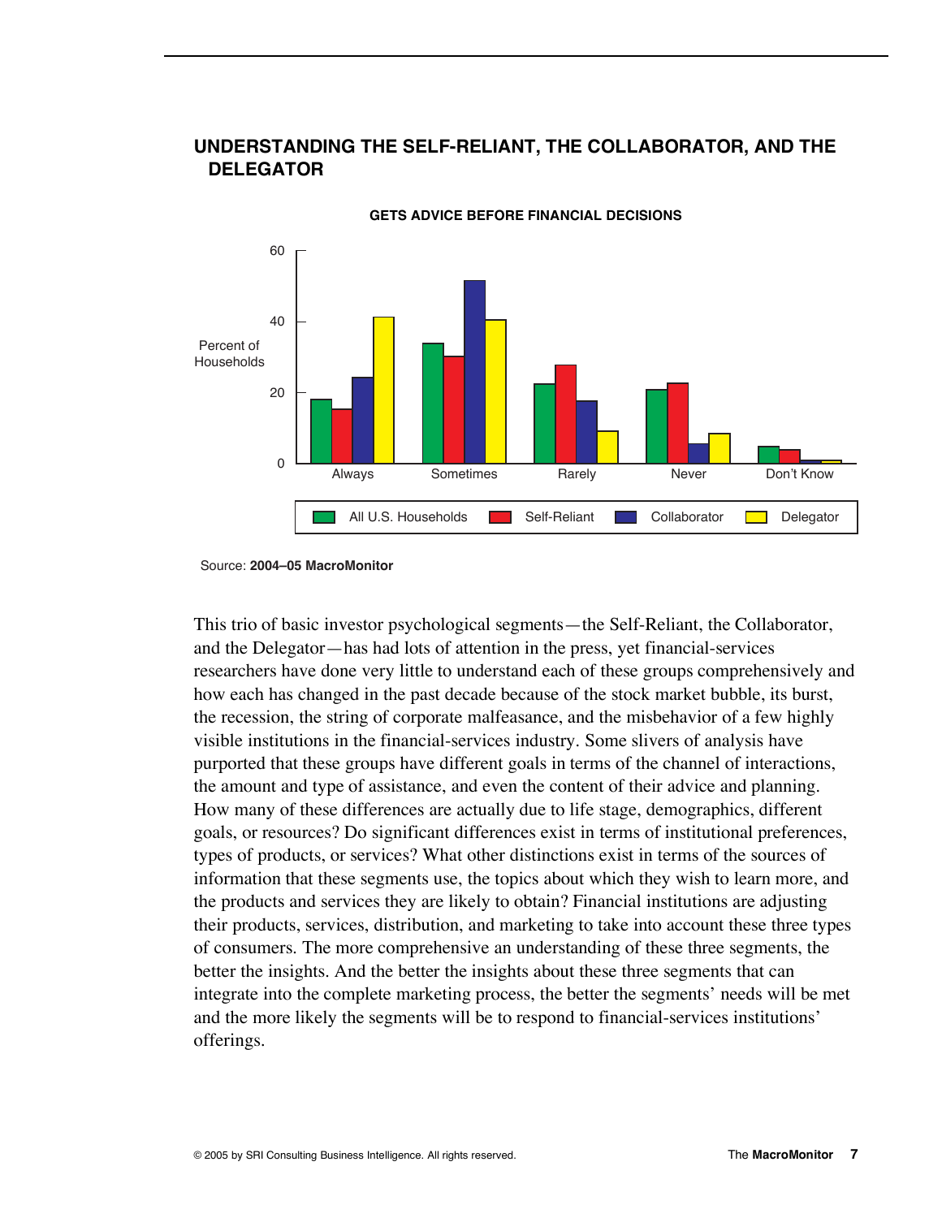## UNDERSTANDING THE SELF-RELIANT, THE COLLABORATOR, AND THE DELEGATOR

**GETS ADVICE BEFORE FINANCIAL DECISIONS**

Percent of Households

Always · Sometimes · Rarely · Never · Don't Know

All U.S. Households · Self-Reliant · Collaborator · Delegator

Source: **2004–05 MacroMonitor**

This trio of basic investor psychological segments—the Self-Reliant, the Collaborator, and the Delegator—has had lots of attention in the press, yet financial-services researchers have done very little to understand each of these groups comprehensively and how each has changed in the past decade because of the stock market bubble, its burst, the recession, the string of corporate malfeasance, and the misbehavior of a few highly visible institutions in the financial-services industry. Some slivers of analysis have purported that these groups have different goals in terms of the channel of interactions, the amount and type of assistance, and even the content of their advice and planning. How many of these differences are actually due to life stage, demographics, different goals, or resources? Do significant differences exist in terms of institutional preferences, types of products, or services? What other distinctions exist in terms of the sources of information that these segments use, the topics about which they wish to learn more, and the products and services they are likely to obtain? Financial institutions are adjusting their products, services, distribution, and marketing to take into account these three types of consumers. The more comprehensive an understanding of these three segments, the better the insights. And the better the insights about these three segments that can integrate into the complete marketing process, the better the segments' needs will be met and the more likely the segments will be to respond to financial-services institutions' offerings.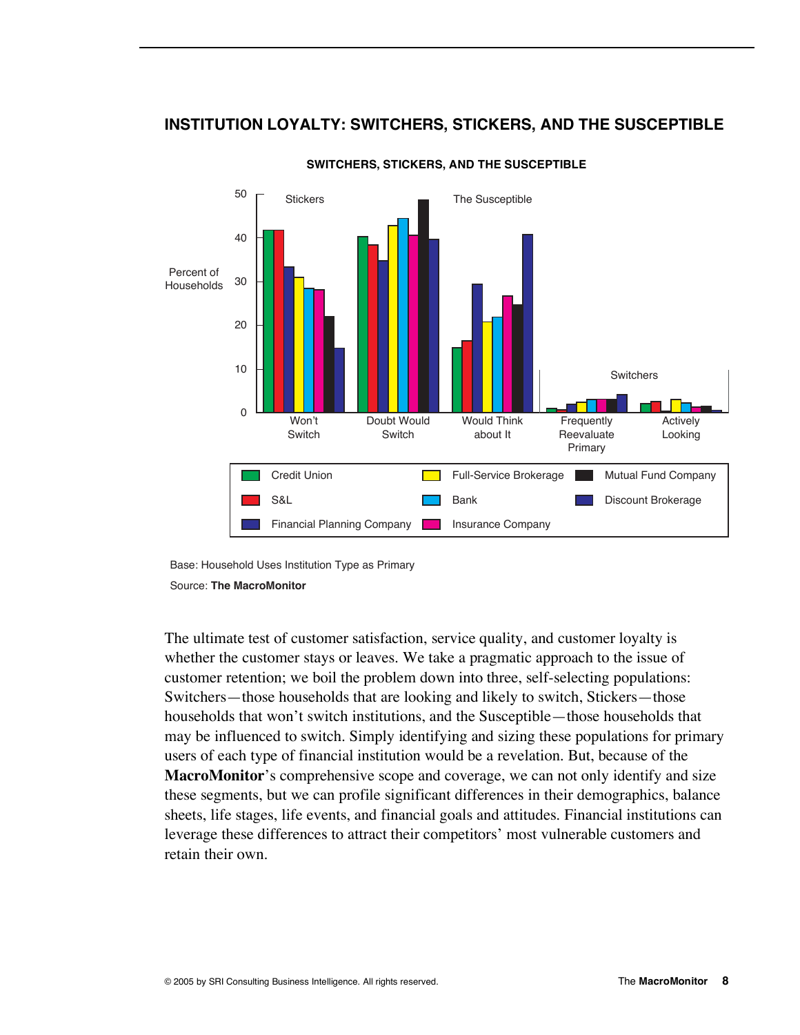## INSTITUTION LOYALTY: SWITCHERS, STICKERS, AND THE SUSCEPTIBLE

**SWITCHERS, STICKERS, AND THE SUSCEPTIBLE**

Percent of Households

50
40
30
20
10
0

Stickers

The Susceptible

Switchers

Won't Switch

Doubt Would Switch

Would Think about It

Frequently Reevaluate Primary

Actively Looking

Credit Union

S&L

Financial Planning Company

Full-Service Brokerage

Bank

Insurance Company

Mutual Fund Company

Discount Brokerage

Base: Household Uses Institution Type as Primary

Source: **The MacroMonitor**

The ultimate test of customer satisfaction, service quality, and customer loyalty is whether the customer stays or leaves. We take a pragmatic approach to the issue of customer retention; we boil the problem down into three, self-selecting populations: Switchers—those households that are looking and likely to switch, Stickers—those households that won't switch institutions, and the Susceptible—those households that may be influenced to switch. Simply identifying and sizing these populations for primary users of each type of financial institution would be a revelation. But, because of the **MacroMonitor**'s comprehensive scope and coverage, we can not only identify and size these segments, but we can profile significant differences in their demographics, balance sheets, life stages, life events, and financial goals and attitudes. Financial institutions can leverage these differences to attract their competitors' most vulnerable customers and retain their own.